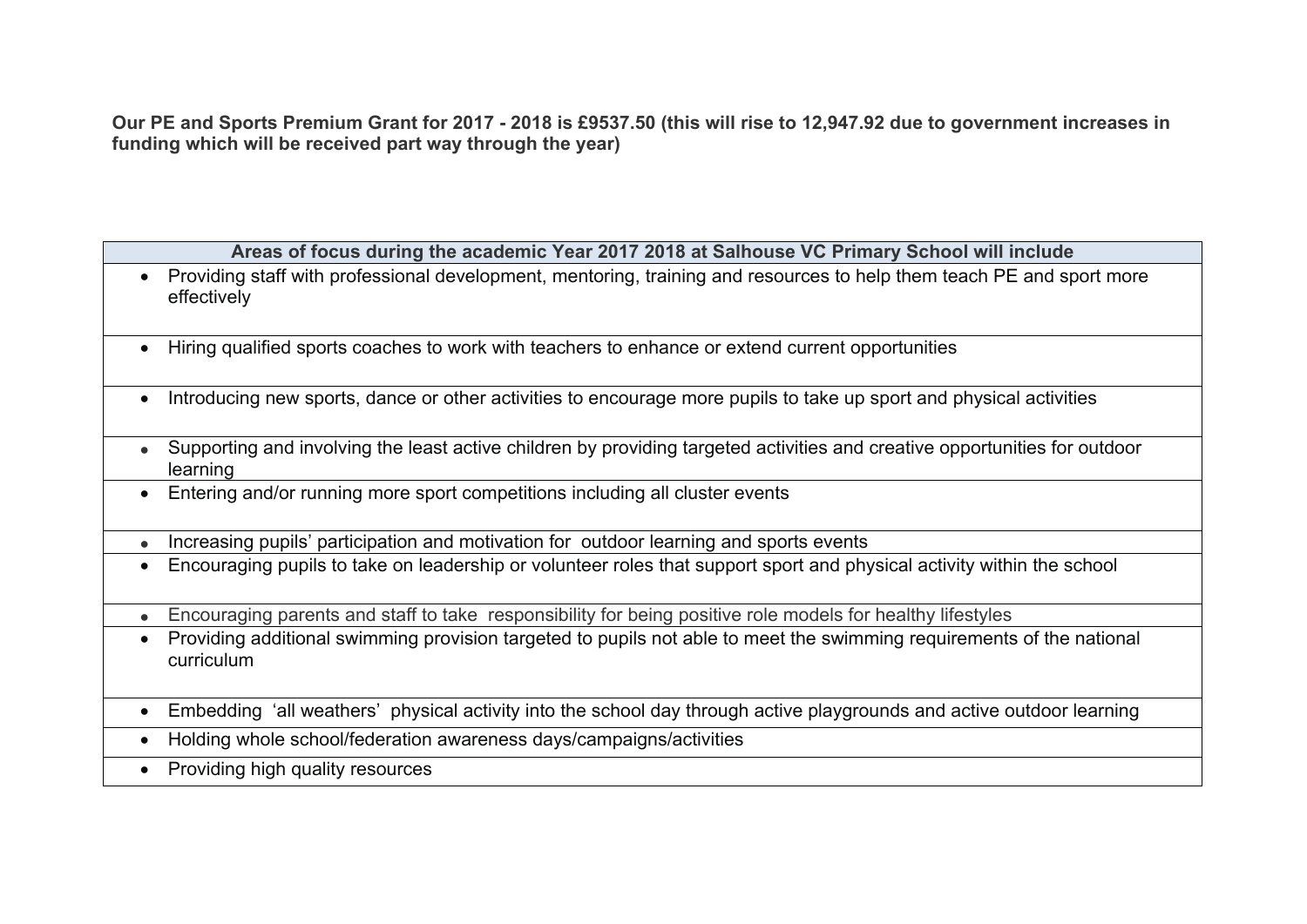**Our PE and Sports Premium Grant for 2017 - 2018 is £9537.50 (this will rise to 12,947.92 due to government increases in funding which will be received part way through the year)**

| Areas of focus during the academic Year 2017 2018 at Salhouse VC Primary School will include |
|---|
| • Providing staff with professional development, mentoring, training and resources to help them teach PE and sport more effectively |
| • Hiring qualified sports coaches to work with teachers to enhance or extend current opportunities |
| • Introducing new sports, dance or other activities to encourage more pupils to take up sport and physical activities |
| • Supporting and involving the least active children by providing targeted activities and creative opportunities for outdoor learning |
| • Entering and/or running more sport competitions including all cluster events |
| • Increasing pupils' participation and motivation for outdoor learning and sports events |
| • Encouraging pupils to take on leadership or volunteer roles that support sport and physical activity within the school |
| • Encouraging parents and staff to take responsibility for being positive role models for healthy lifestyles |
| • Providing additional swimming provision targeted to pupils not able to meet the swimming requirements of the national curriculum |
| • Embedding 'all weathers' physical activity into the school day through active playgrounds and active outdoor learning |
| • Holding whole school/federation awareness days/campaigns/activities |
| • Providing high quality resources |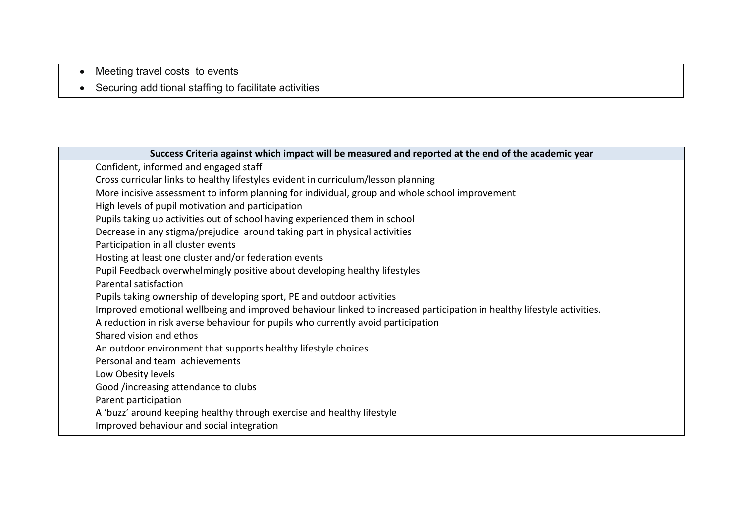| |
|---|
| • Meeting travel costs to events |
| • Securing additional staffing to facilitate activities |

| Success Criteria against which impact will be measured and reported at the end of the academic year |
|---|
| Confident, informed and engaged staff<br>Cross curricular links to healthy lifestyles evident in curriculum/lesson planning<br>More incisive assessment to inform planning for individual, group and whole school improvement<br>High levels of pupil motivation and participation<br>Pupils taking up activities out of school having experienced them in school<br>Decrease in any stigma/prejudice around taking part in physical activities<br>Participation in all cluster events<br>Hosting at least one cluster and/or federation events<br>Pupil Feedback overwhelmingly positive about developing healthy lifestyles<br>Parental satisfaction<br>Pupils taking ownership of developing sport, PE and outdoor activities<br>Improved emotional wellbeing and improved behaviour linked to increased participation in healthy lifestyle activities.<br>A reduction in risk averse behaviour for pupils who currently avoid participation<br>Shared vision and ethos<br>An outdoor environment that supports healthy lifestyle choices<br>Personal and team achievements<br>Low Obesity levels<br>Good /increasing attendance to clubs<br>Parent participation<br>A 'buzz' around keeping healthy through exercise and healthy lifestyle<br>Improved behaviour and social integration |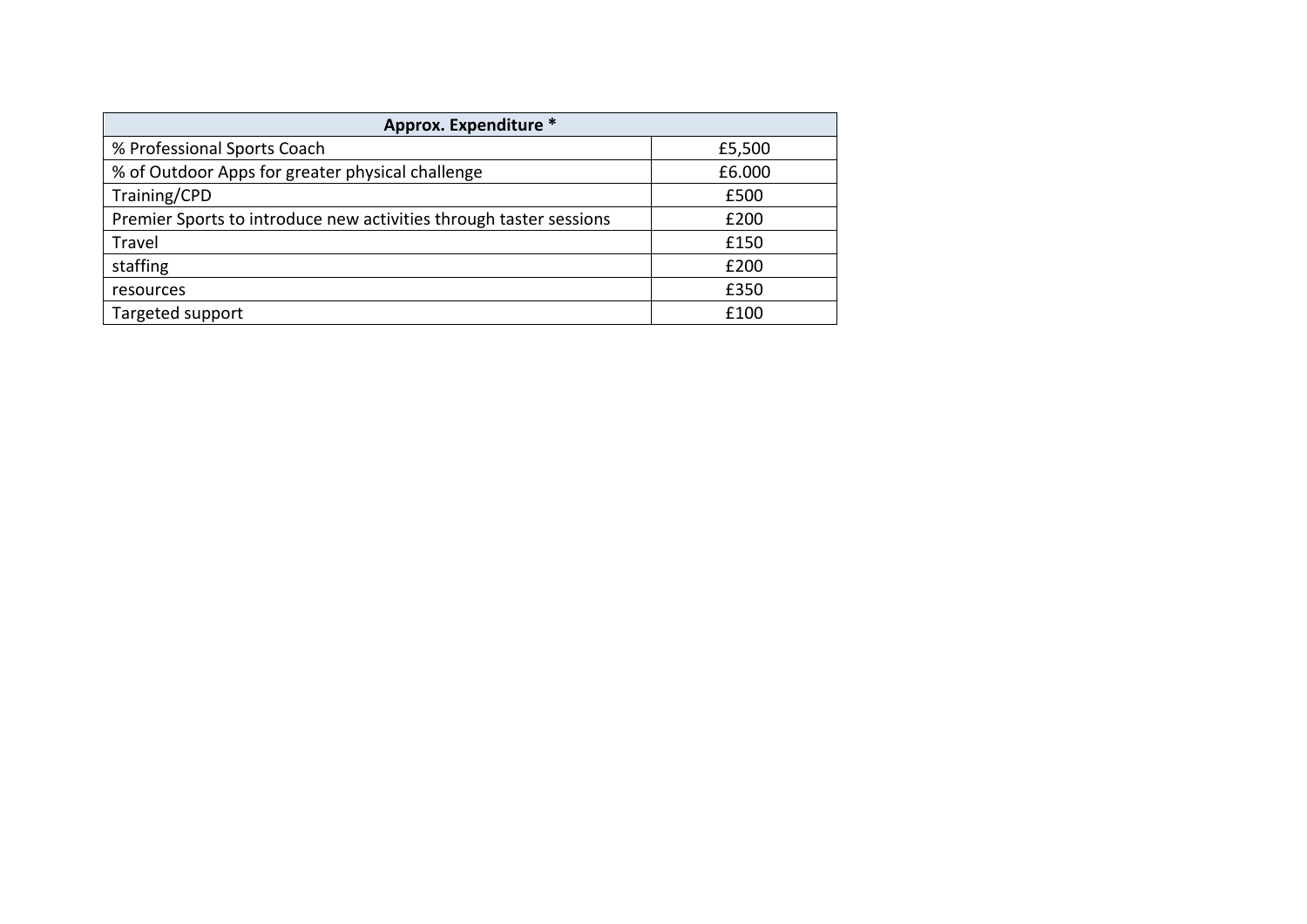| Approx. Expenditure * | |
|---|---|
| % Professional Sports Coach | £5,500 |
| % of Outdoor Apps for greater physical challenge | £6.000 |
| Training/CPD | £500 |
| Premier Sports to introduce new activities through taster sessions | £200 |
| Travel | £150 |
| staffing | £200 |
| resources | £350 |
| Targeted support | £100 |